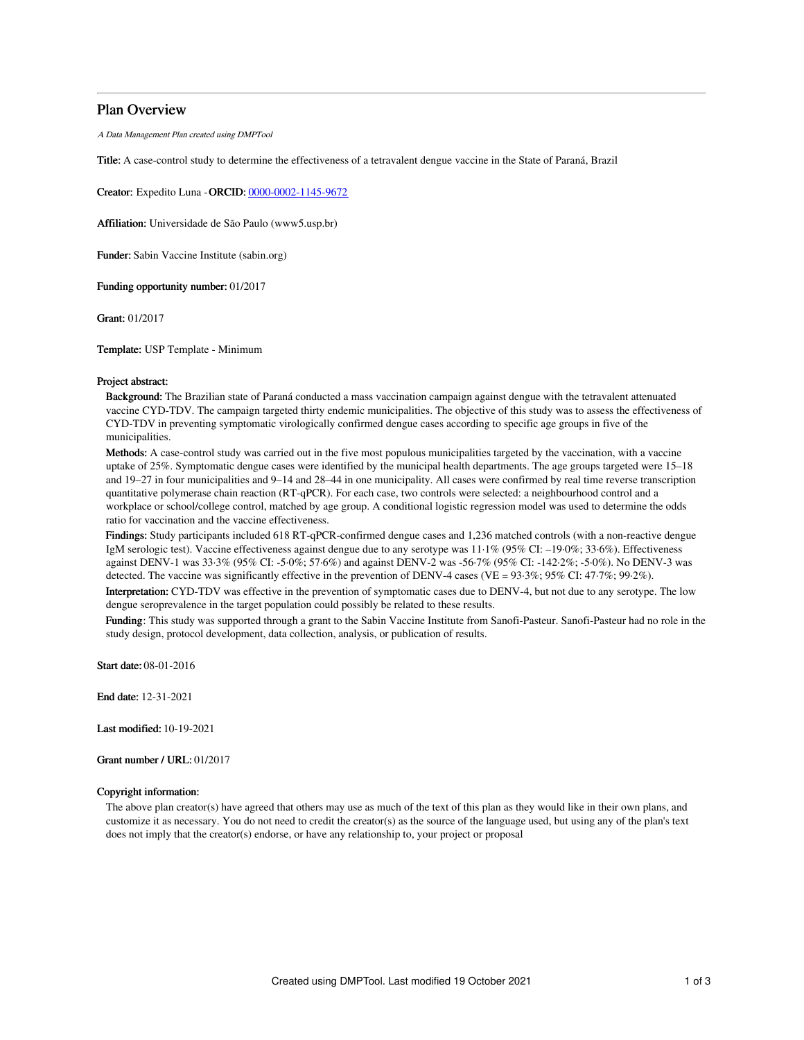# Plan Overview

*A Data Management Plan created using DMPTool*

**Title:** A case-control study to determine the effectiveness of a tetravalent dengue vaccine in the State of Paraná, Brazil

**Creator:** Expedito Luna -**ORCID:** [0000-0002-1145-9672](https://orcid.org/0000-0002-1145-9672)

**Affiliation:** Universidade de São Paulo (www5.usp.br)

**Funder:** Sabin Vaccine Institute (sabin.org)

**Funding opportunity number:** 01/2017

**Grant:** 01/2017

**Template:** USP Template - Minimum

**Project abstract:**

**Background:** The Brazilian state of Paraná conducted a mass vaccination campaign against dengue with the tetravalent attenuated vaccine CYD-TDV. The campaign targeted thirty endemic municipalities. The objective of this study was to assess the effectiveness of CYD-TDV in preventing symptomatic virologically confirmed dengue cases according to specific age groups in five of the municipalities.

**Methods:** A case-control study was carried out in the five most populous municipalities targeted by the vaccination, with a vaccine uptake of 25%. Symptomatic dengue cases were identified by the municipal health departments. The age groups targeted were 15–18 and 19–27 in four municipalities and 9–14 and 28–44 in one municipality. All cases were confirmed by real time reverse transcription quantitative polymerase chain reaction (RT-qPCR). For each case, two controls were selected: a neighbourhood control and a workplace or school/college control, matched by age group. A conditional logistic regression model was used to determine the odds ratio for vaccination and the vaccine effectiveness.

**Findings:** Study participants included 618 RT-qPCR-confirmed dengue cases and 1,236 matched controls (with a non-reactive dengue IgM serologic test). Vaccine effectiveness against dengue due to any serotype was 11·1% (95% CI: –19·0%; 33·6%). Effectiveness against DENV-1 was 33·3% (95% CI: -5·0%; 57·6%) and against DENV-2 was -56·7% (95% CI: -142·2%; -5·0%). No DENV-3 was detected. The vaccine was significantly effective in the prevention of DENV-4 cases (VE = 93·3%; 95% CI: 47·7%; 99·2%).

**Interpretation:** CYD-TDV was effective in the prevention of symptomatic cases due to DENV-4, but not due to any serotype. The low dengue seroprevalence in the target population could possibly be related to these results.

**Funding**: This study was supported through a grant to the Sabin Vaccine Institute from Sanofi-Pasteur. Sanofi-Pasteur had no role in the study design, protocol development, data collection, analysis, or publication of results.

**Start date:** 08-01-2016

**End date:** 12-31-2021

**Last modified:** 10-19-2021

**Grant number / URL:** 01/2017

**Copyright information:**

The above plan creator(s) have agreed that others may use as much of the text of this plan as they would like in their own plans, and customize it as necessary. You do not need to credit the creator(s) as the source of the language used, but using any of the plan's text does not imply that the creator(s) endorse, or have any relationship to, your project or proposal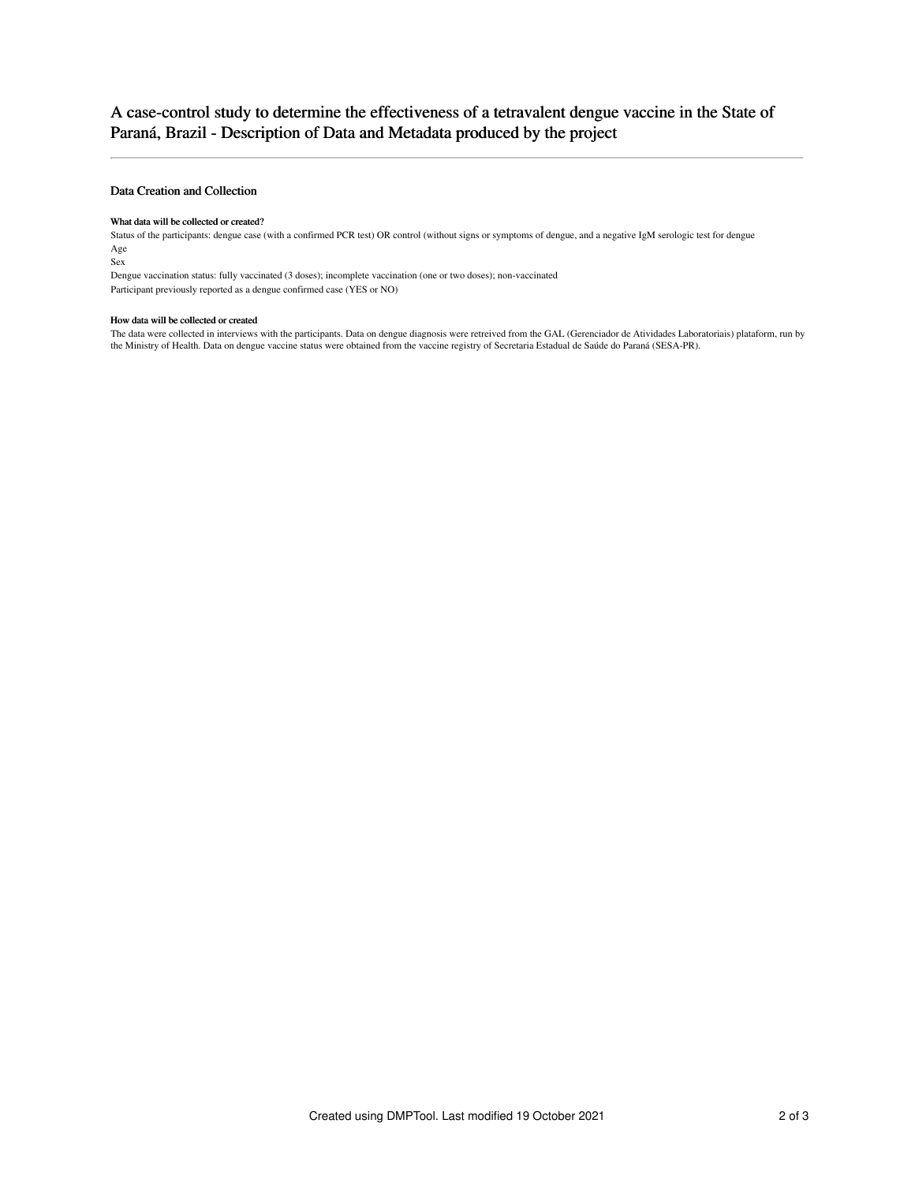# A case-control study to determine the effectiveness of a tetravalent dengue vaccine in the State of Paraná, Brazil - Description of Data and Metadata produced by the project

## Data Creation and Collection

#### What data will be collected or created?

Status of the participants: dengue case (with a confirmed PCR test) OR control (without signs or symptoms of dengue, and a negative IgM serologic test for dengue

Age

Sex

Dengue vaccination status: fully vaccinated (3 doses); incomplete vaccination (one or two doses); non-vaccinated

Participant previously reported as a dengue confirmed case (YES or NO)

#### How data will be collected or created

The data were collected in interviews with the participants. Data on dengue diagnosis were retreived from the GAL (Gerenciador de Atividades Laboratoriais) plataform, run by the Ministry of Health. Data on dengue vaccine status were obtained from the vaccine registry of Secretaria Estadual de Saúde do Paraná (SESA-PR).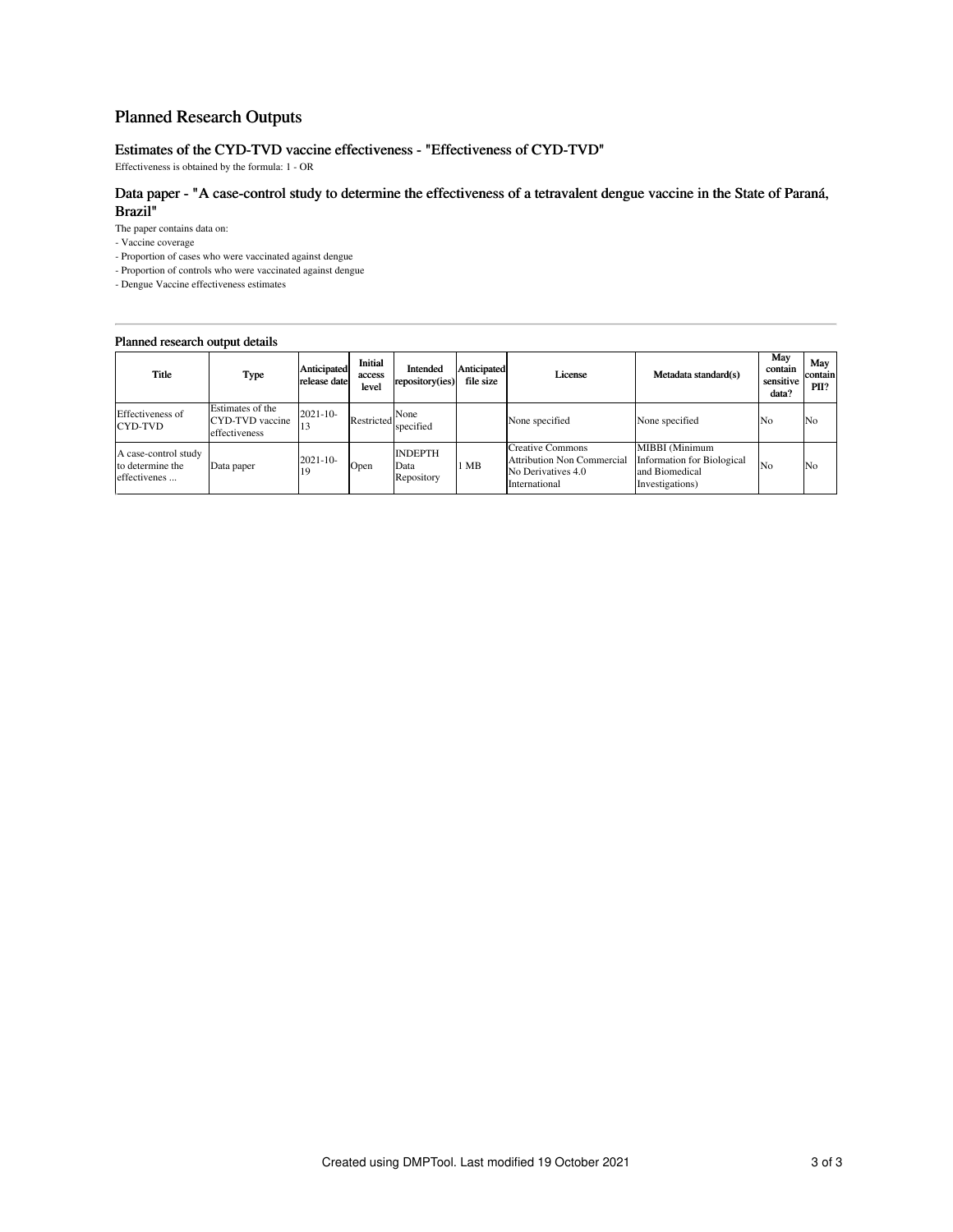# Planned Research Outputs

### Estimates of the CYD-TVD vaccine effectiveness - "Effectiveness of CYD-TVD"

Effectiveness is obtained by the formula: 1 - OR

### Data paper - "A case-control study to determine the effectiveness of a tetravalent dengue vaccine in the State of Paraná, Brazil"

The paper contains data on:

- Vaccine coverage
- Proportion of cases who were vaccinated against dengue
- Proportion of controls who were vaccinated against dengue
- Dengue Vaccine effectiveness estimates

---

#### Planned research output details

| Title | Type | Anticipated release date | Initial access level | Intended repository(ies) | Anticipated file size | License | Metadata standard(s) | May contain sensitive data? | May contain PII? |
|---|---|---|---|---|---|---|---|---|---|
| Effectiveness of CYD-TVD | Estimates of the CYD-TVD vaccine effectiveness | 2021-10-13 | Restricted | None specified | | None specified | None specified | No | No |
| A case-control study to determine the effectivenes ... | Data paper | 2021-10-19 | Open | INDEPTH Data Repository | 1 MB | Creative Commons Attribution Non Commercial No Derivatives 4.0 International | MIBBI (Minimum Information for Biological and Biomedical Investigations) | No | No |